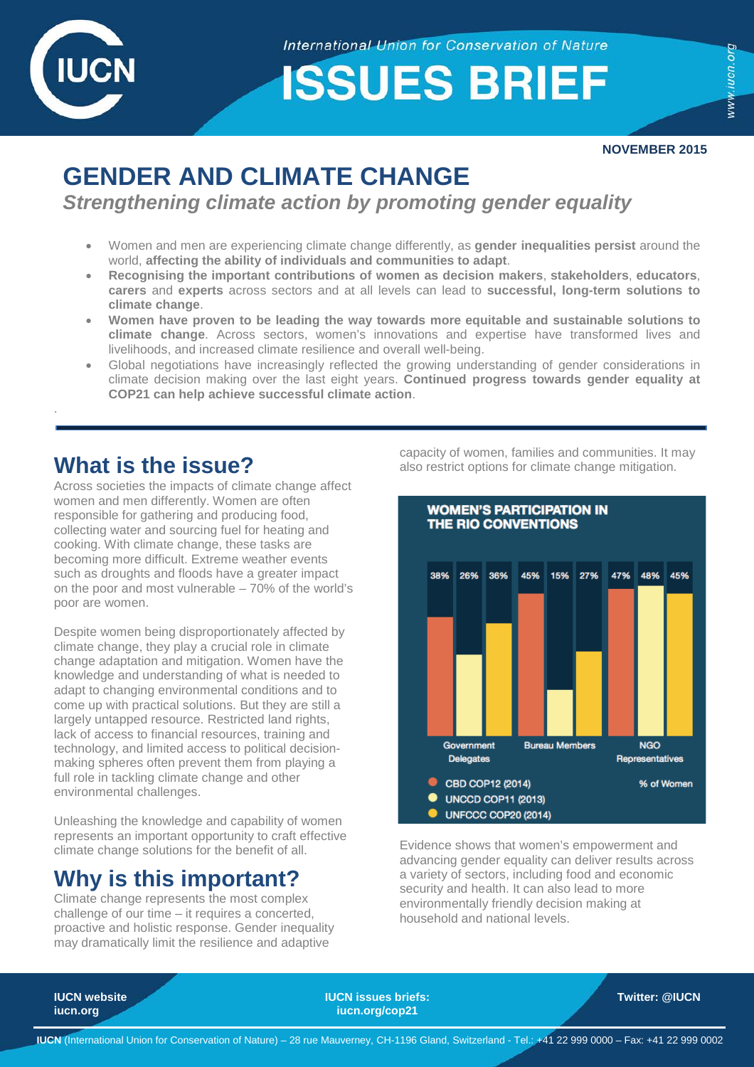International Union for Conservation of Nature

# ISSUES BRIEF

**NOVEMBER 2015**

# GENDER AND CLIMATE CHANGE

## *Strengthening climate action by promoting gender equality*

- Women and men are experiencing climate change differently, as **gender inequalities persist** around the world, **affecting the ability of individuals and communities to adapt**.
- **Recognising the important contributions of women as decision makers**, **stakeholders**, **educators**, **carers** and **experts** across sectors and at all levels can lead to **successful, long-term solutions to climate change**.
- **Women have proven to be leading the way towards more equitable and sustainable solutions to climate change**. Across sectors, women's innovations and expertise have transformed lives and livelihoods, and increased climate resilience and overall well-being.
- Global negotiations have increasingly reflected the growing understanding of gender considerations in climate decision making over the last eight years. **Continued progress towards gender equality at COP21 can help achieve successful climate action**.

## What is the issue?

Across societies the impacts of climate change affect women and men differently. Women are often responsible for gathering and producing food, collecting water and sourcing fuel for heating and cooking. With climate change, these tasks are becoming more difficult. Extreme weather events such as droughts and floods have a greater impact on the poor and most vulnerable – 70% of the world's poor are women.

Despite women being disproportionately affected by climate change, they play a crucial role in climate change adaptation and mitigation. Women have the knowledge and understanding of what is needed to adapt to changing environmental conditions and to come up with practical solutions. But they are still a largely untapped resource. Restricted land rights, lack of access to financial resources, training and technology, and limited access to political decision-making spheres often prevent them from playing a full role in tackling climate change and other environmental challenges.

Unleashing the knowledge and capability of women represents an important opportunity to craft effective climate change solutions for the benefit of all.

## Why is this important?

Climate change represents the most complex challenge of our time – it requires a concerted, proactive and holistic response. Gender inequality may dramatically limit the resilience and adaptive capacity of women, families and communities. It may also restrict options for climate change mitigation.

**WOMEN'S PARTICIPATION IN THE RIO CONVENTIONS**

| % of Women | Government Delegates | Bureau Members | NGO Representatives |
|---|---|---|---|
| CBD COP12 (2014) | 38% | 45% | 47% |
| UNCCD COP11 (2013) | 26% | 15% | 48% |
| UNFCCC COP20 (2014) | 36% | 27% | 45% |

Evidence shows that women's empowerment and advancing gender equality can deliver results across a variety of sectors, including food and economic security and health. It can also lead to more environmentally friendly decision making at household and national levels.

**IUCN website** iucn.org | **IUCN issues briefs:** iucn.org/cop21 | **Twitter: @IUCN**

**IUCN** (International Union for Conservation of Nature) – 28 rue Mauverney, CH-1196 Gland, Switzerland - Tel.: +41 22 999 0000 – Fax: +41 22 999 0002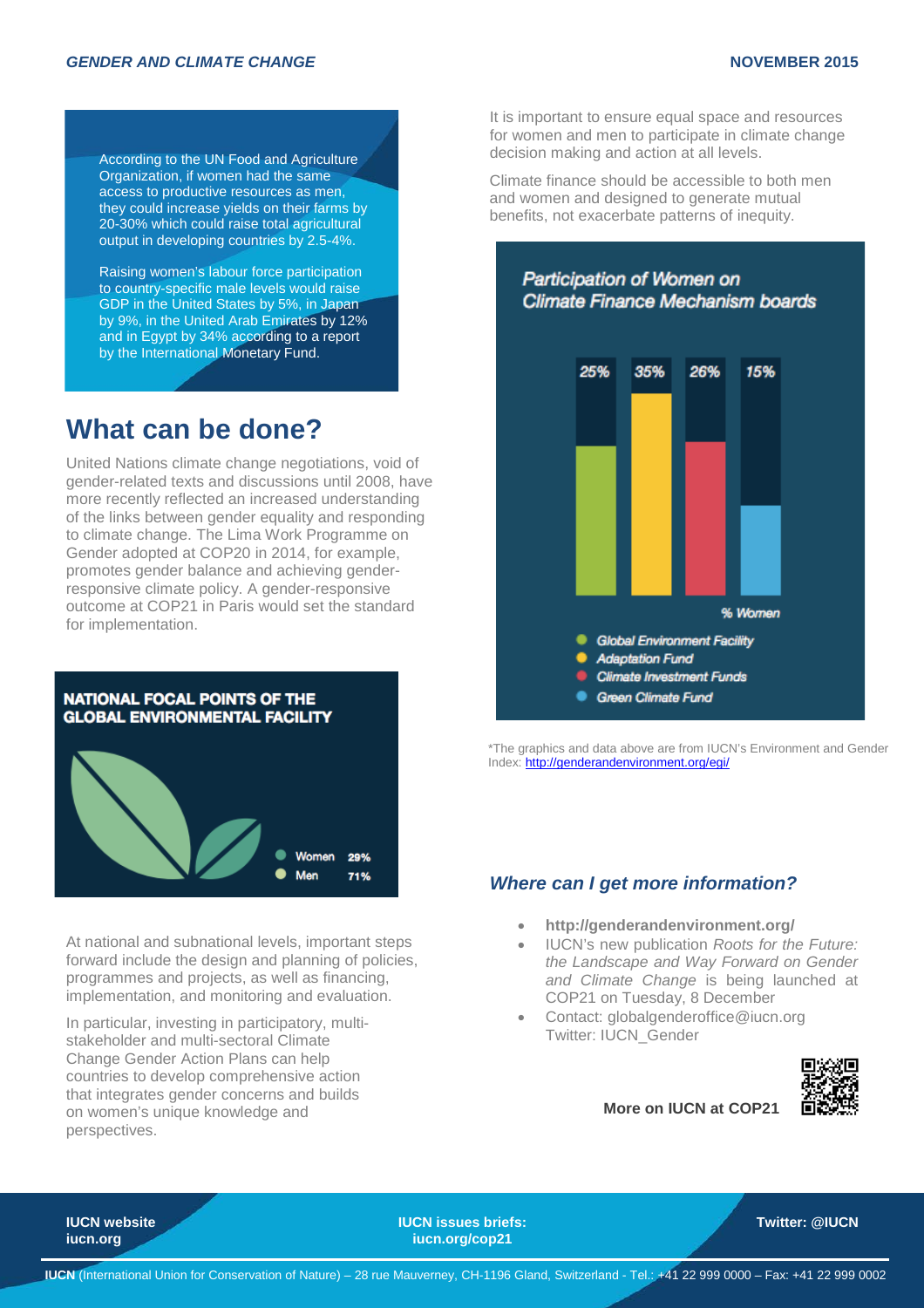According to the UN Food and Agriculture Organization, if women had the same access to productive resources as men, they could increase yields on their farms by 20-30% which could raise total agricultural output in developing countries by 2.5-4%.

Raising women's labour force participation to country-specific male levels would raise GDP in the United States by 5%, in Japan by 9%, in the United Arab Emirates by 12% and in Egypt by 34% according to a report by the International Monetary Fund.

## What can be done?

United Nations climate change negotiations, void of gender-related texts and discussions until 2008, have more recently reflected an increased understanding of the links between gender equality and responding to climate change. The Lima Work Programme on Gender adopted at COP20 in 2014, for example, promotes gender balance and achieving gender-responsive climate policy. A gender-responsive outcome at COP21 in Paris would set the standard for implementation.

**NATIONAL FOCAL POINTS OF THE GLOBAL ENVIRONMENTAL FACILITY**

Women 29%
Men 71%

At national and subnational levels, important steps forward include the design and planning of policies, programmes and projects, as well as financing, implementation, and monitoring and evaluation.

In particular, investing in participatory, multi-stakeholder and multi-sectoral Climate Change Gender Action Plans can help countries to develop comprehensive action that integrates gender concerns and builds on women's unique knowledge and perspectives.

It is important to ensure equal space and resources for women and men to participate in climate change decision making and action at all levels.

Climate finance should be accessible to both men and women and designed to generate mutual benefits, not exacerbate patterns of inequity.

*Participation of Women on Climate Finance Mechanism boards*

25%
35%
26%
15%

% Women

Global Environment Facility
Adaptation Fund
Climate Investment Funds
Green Climate Fund

*The graphics and data above are from IUCN's Environment and Gender Index: http://genderandenvironment.org/egi/

### *Where can I get more information?*

- **http://genderandenvironment.org/**
- IUCN's new publication *Roots for the Future: the Landscape and Way Forward on Gender and Climate Change* is being launched at COP21 on Tuesday, 8 December
- Contact: globalgenderoffice@iucn.org
  Twitter: IUCN_Gender

**More on IUCN at COP21**

**IUCN website**
**iucn.org**

**IUCN issues briefs:**
**iucn.org/cop21**

**Twitter: @IUCN**

**IUCN** (International Union for Conservation of Nature) – 28 rue Mauverney, CH-1196 Gland, Switzerland - Tel.: +41 22 999 0000 – Fax: +41 22 999 0002